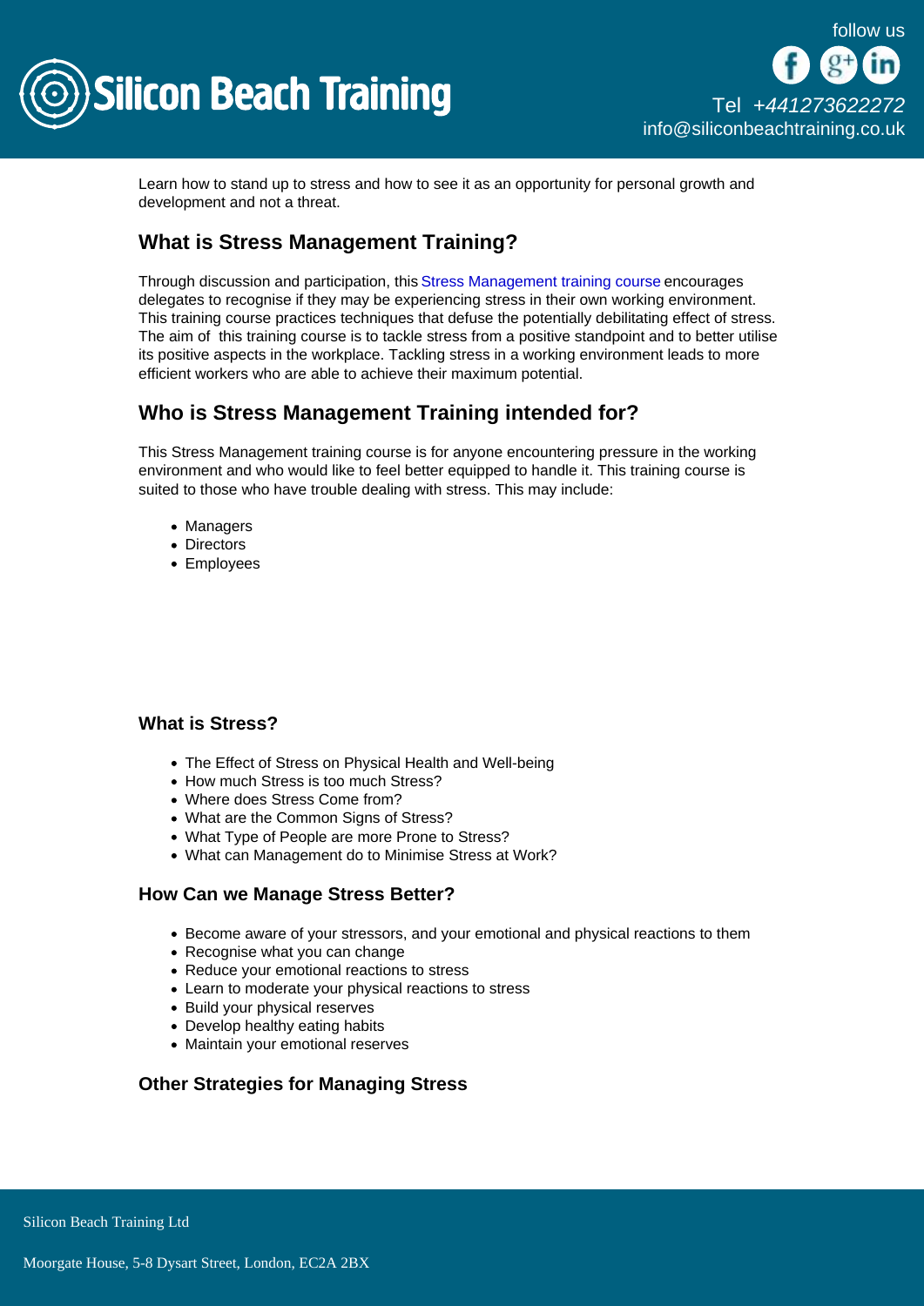Learn how to stand up to stress and how to see it as an opportunity for personal growth and development and not a threat.

## What is Stress Management Training?

Through discussion and participation, this Stress Management training course encourages delegates to recognise if they may be experiencing stress in their own working environment. This training course practices techniques that defuse the potentially debilitating effect of stress. The aim of this training course is to tackle stress from a positive standpoint and to better utilise its positive aspects in the workplace. Tackling stress in a working environment leads to more efficient workers who are able to achieve their maximum potential.

## Who is Stress Management Training intended for?

This Stress Management training course is for anyone encountering pressure in the working environment and who would like to feel better equipped to handle it. This training course is suited to those who have trouble dealing with stress. This may include:

- Managers
- Directors
- Employees

### What is Stress?

- The Effect of Stress on Physical Health and Well-being
- How much Stress is too much Stress?
- Where does Stress Come from?
- What are the Common Signs of Stress?
- What Type of People are more Prone to Stress?
- What can Management do to Minimise Stress at Work?

### How Can we Manage Stress Better?

- Become aware of your stressors, and your emotional and physical reactions to them
- Recognise what you can change
- Reduce your emotional reactions to stress
- Learn to moderate your physical reactions to stress
- Build your physical reserves
- Develop healthy eating habits
- Maintain your emotional reserves

### Other Strategies for Managing Stress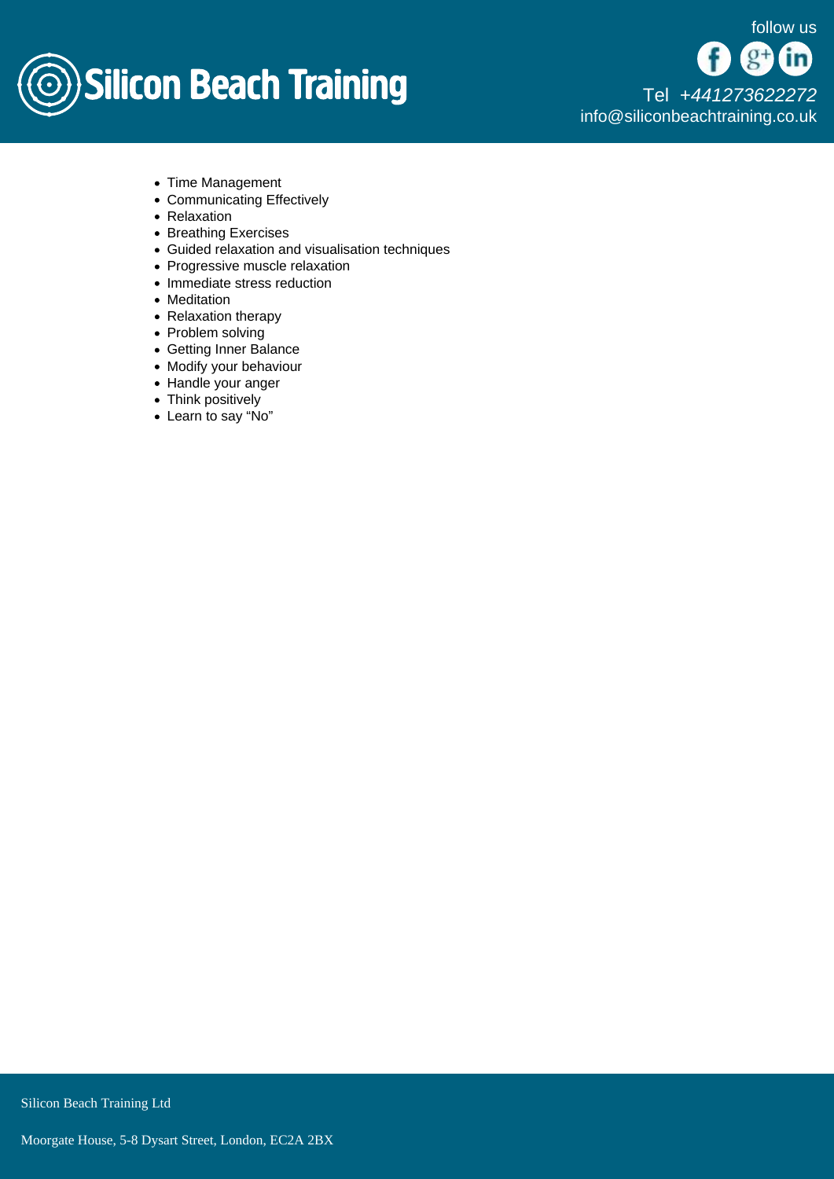- Time Management
- Communicating Effectively
- Relaxation
- Breathing Exercises
- Guided relaxation and visualisation techniques
- Progressive muscle relaxation
- Immediate stress reduction
- Meditation
- Relaxation therapy
- Problem solving
- Getting Inner Balance
- Modify your behaviour
- Handle your anger
- Think positively
- Learn to say “No”